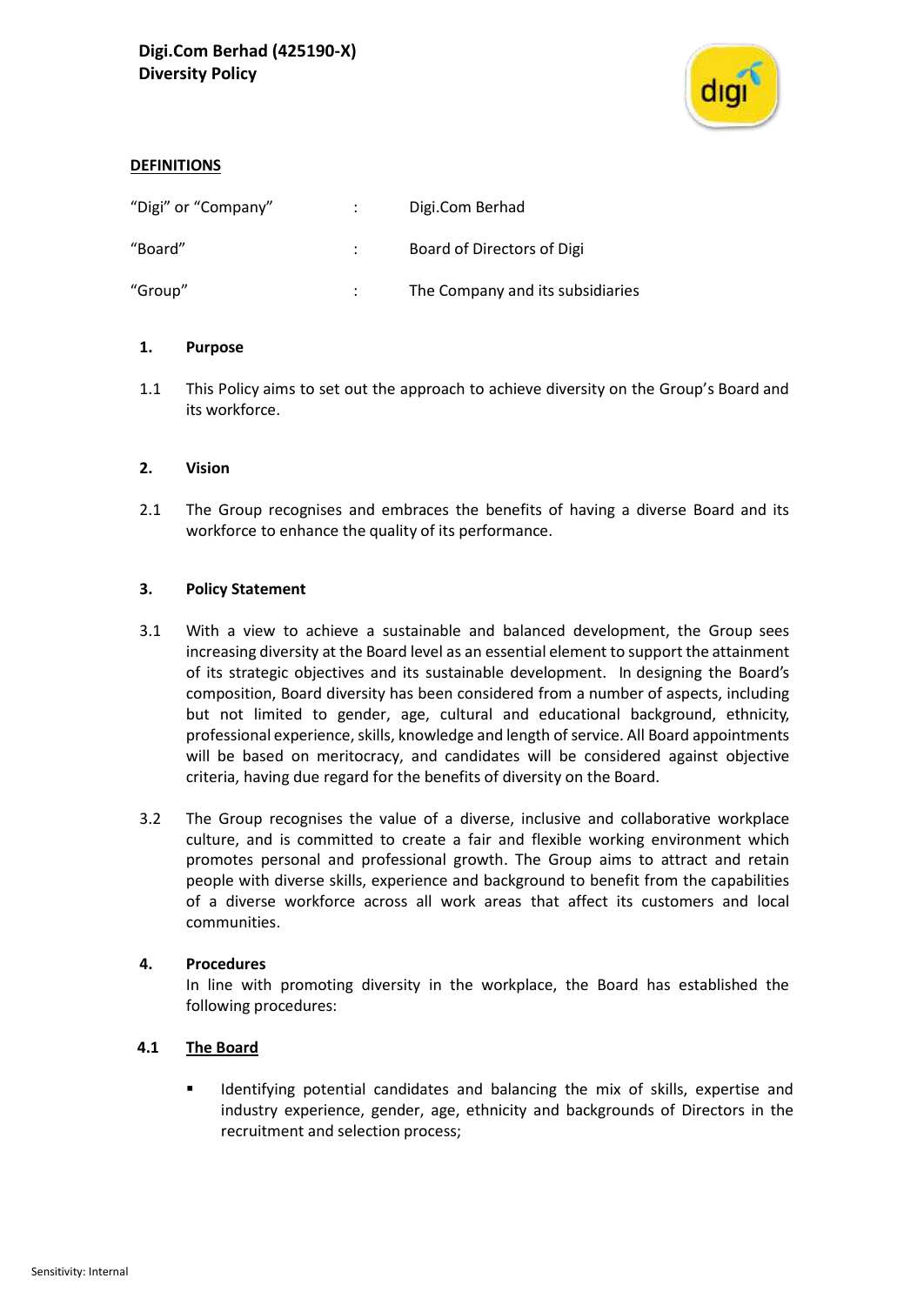# Digi.Com Berhad (425190-X)
## Diversity Policy

**DEFINITIONS**

| | | |
|---|---|---|
| "Digi" or "Company" | : | Digi.Com Berhad |
| "Board" | : | Board of Directors of Digi |
| "Group" | : | The Company and its subsidiaries |

### 1. Purpose

1.1 This Policy aims to set out the approach to achieve diversity on the Group's Board and its workforce.

### 2. Vision

2.1 The Group recognises and embraces the benefits of having a diverse Board and its workforce to enhance the quality of its performance.

### 3. Policy Statement

3.1 With a view to achieve a sustainable and balanced development, the Group sees increasing diversity at the Board level as an essential element to support the attainment of its strategic objectives and its sustainable development. In designing the Board's composition, Board diversity has been considered from a number of aspects, including but not limited to gender, age, cultural and educational background, ethnicity, professional experience, skills, knowledge and length of service. All Board appointments will be based on meritocracy, and candidates will be considered against objective criteria, having due regard for the benefits of diversity on the Board.

3.2 The Group recognises the value of a diverse, inclusive and collaborative workplace culture, and is committed to create a fair and flexible working environment which promotes personal and professional growth. The Group aims to attract and retain people with diverse skills, experience and background to benefit from the capabilities of a diverse workforce across all work areas that affect its customers and local communities.

### 4. Procedures

In line with promoting diversity in the workplace, the Board has established the following procedures:

**4.1 <u>The Board</u>**

- Identifying potential candidates and balancing the mix of skills, expertise and industry experience, gender, age, ethnicity and backgrounds of Directors in the recruitment and selection process;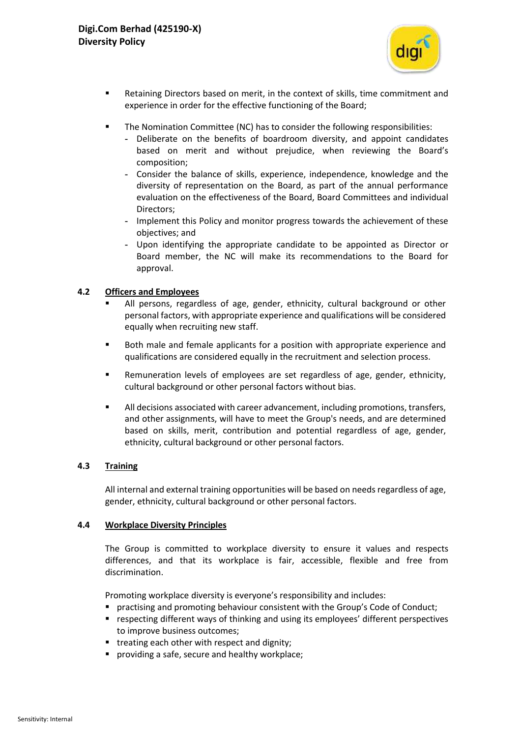- Retaining Directors based on merit, in the context of skills, time commitment and experience in order for the effective functioning of the Board;
- The Nomination Committee (NC) has to consider the following responsibilities:
  - Deliberate on the benefits of boardroom diversity, and appoint candidates based on merit and without prejudice, when reviewing the Board's composition;
  - Consider the balance of skills, experience, independence, knowledge and the diversity of representation on the Board, as part of the annual performance evaluation on the effectiveness of the Board, Board Committees and individual Directors;
  - Implement this Policy and monitor progress towards the achievement of these objectives; and
  - Upon identifying the appropriate candidate to be appointed as Director or Board member, the NC will make its recommendations to the Board for approval.

### 4.2 Officers and Employees

- All persons, regardless of age, gender, ethnicity, cultural background or other personal factors, with appropriate experience and qualifications will be considered equally when recruiting new staff.
- Both male and female applicants for a position with appropriate experience and qualifications are considered equally in the recruitment and selection process.
- Remuneration levels of employees are set regardless of age, gender, ethnicity, cultural background or other personal factors without bias.
- All decisions associated with career advancement, including promotions, transfers, and other assignments, will have to meet the Group's needs, and are determined based on skills, merit, contribution and potential regardless of age, gender, ethnicity, cultural background or other personal factors.

### 4.3 Training

All internal and external training opportunities will be based on needs regardless of age, gender, ethnicity, cultural background or other personal factors.

### 4.4 Workplace Diversity Principles

The Group is committed to workplace diversity to ensure it values and respects differences, and that its workplace is fair, accessible, flexible and free from discrimination.

Promoting workplace diversity is everyone's responsibility and includes:

- practising and promoting behaviour consistent with the Group's Code of Conduct;
- respecting different ways of thinking and using its employees' different perspectives to improve business outcomes;
- treating each other with respect and dignity;
- providing a safe, secure and healthy workplace;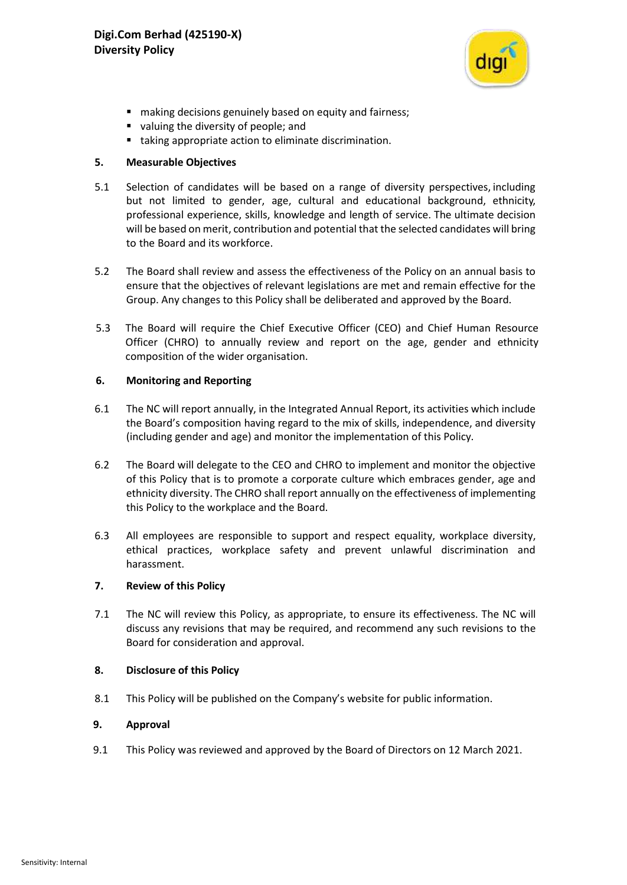- making decisions genuinely based on equity and fairness;
- valuing the diversity of people; and
- taking appropriate action to eliminate discrimination.

## 5. Measurable Objectives

5.1 Selection of candidates will be based on a range of diversity perspectives, including but not limited to gender, age, cultural and educational background, ethnicity, professional experience, skills, knowledge and length of service. The ultimate decision will be based on merit, contribution and potential that the selected candidates will bring to the Board and its workforce.

5.2 The Board shall review and assess the effectiveness of the Policy on an annual basis to ensure that the objectives of relevant legislations are met and remain effective for the Group. Any changes to this Policy shall be deliberated and approved by the Board.

5.3 The Board will require the Chief Executive Officer (CEO) and Chief Human Resource Officer (CHRO) to annually review and report on the age, gender and ethnicity composition of the wider organisation.

## 6. Monitoring and Reporting

6.1 The NC will report annually, in the Integrated Annual Report, its activities which include the Board's composition having regard to the mix of skills, independence, and diversity (including gender and age) and monitor the implementation of this Policy.

6.2 The Board will delegate to the CEO and CHRO to implement and monitor the objective of this Policy that is to promote a corporate culture which embraces gender, age and ethnicity diversity. The CHRO shall report annually on the effectiveness of implementing this Policy to the workplace and the Board.

6.3 All employees are responsible to support and respect equality, workplace diversity, ethical practices, workplace safety and prevent unlawful discrimination and harassment.

## 7. Review of this Policy

7.1 The NC will review this Policy, as appropriate, to ensure its effectiveness. The NC will discuss any revisions that may be required, and recommend any such revisions to the Board for consideration and approval.

## 8. Disclosure of this Policy

8.1 This Policy will be published on the Company's website for public information.

## 9. Approval

9.1 This Policy was reviewed and approved by the Board of Directors on 12 March 2021.